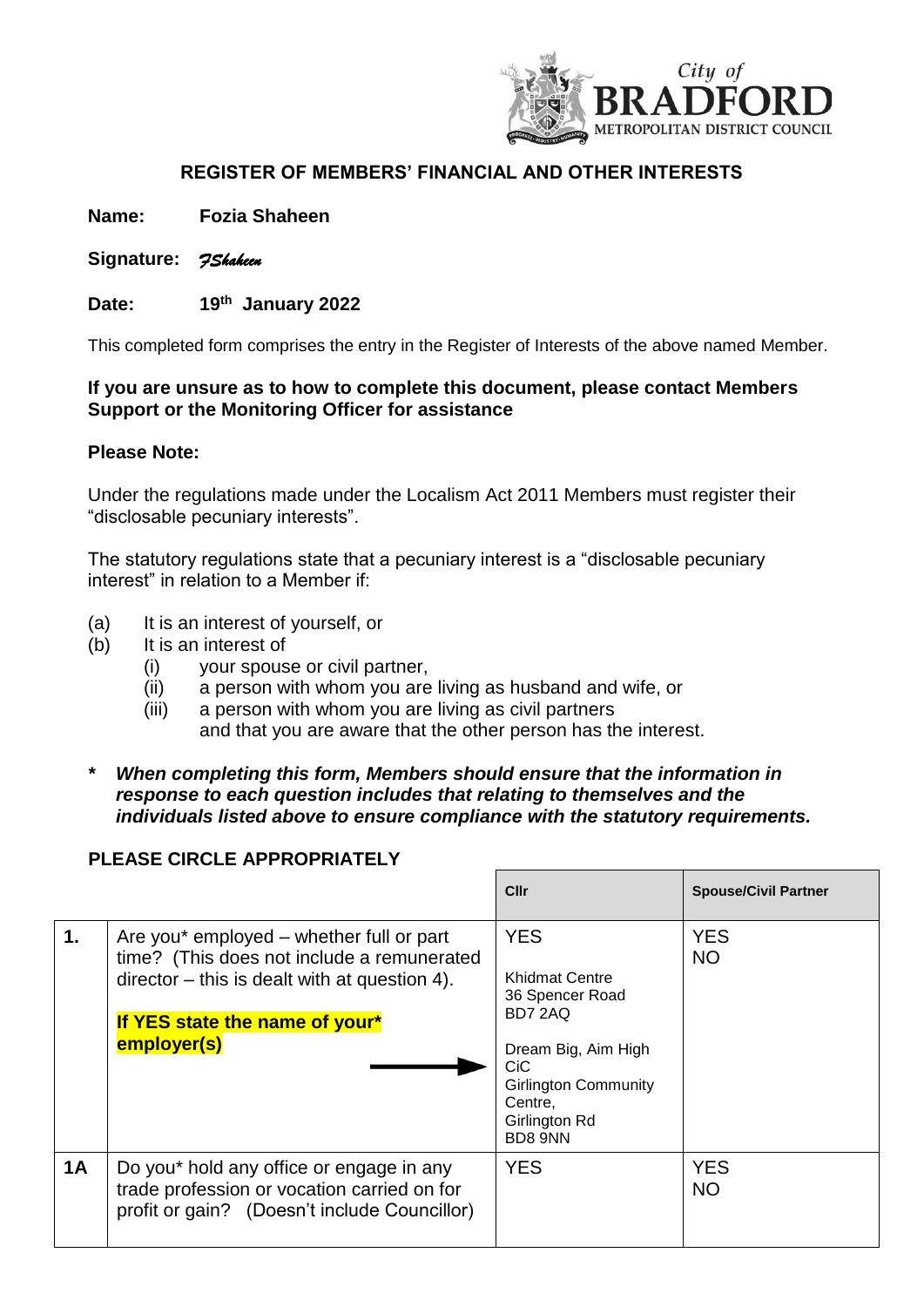## REGISTER OF MEMBERS' FINANCIAL AND OTHER INTERESTS

**Name:** **Fozia Shaheen**

**Signature:** *FShaheen*

**Date:** **19th January 2022**

This completed form comprises the entry in the Register of Interests of the above named Member.

**If you are unsure as to how to complete this document, please contact Members Support or the Monitoring Officer for assistance**

**Please Note:**

Under the regulations made under the Localism Act 2011 Members must register their "disclosable pecuniary interests".

The statutory regulations state that a pecuniary interest is a "disclosable pecuniary interest" in relation to a Member if:

- (a) It is an interest of yourself, or
- (b) It is an interest of
  - (i) your spouse or civil partner,
  - (ii) a person with whom you are living as husband and wife, or
  - (iii) a person with whom you are living as civil partners
  
  and that you are aware that the other person has the interest.

**\*** ***When completing this form, Members should ensure that the information in response to each question includes that relating to themselves and the individuals listed above to ensure compliance with the statutory requirements.***

**PLEASE CIRCLE APPROPRIATELY**

| | | **Cllr** | **Spouse/Civil Partner** |
|---|---|---|---|
| **1.** | Are you* employed – whether full or part time? (This does not include a remunerated director – this is dealt with at question 4). **If YES state the name of your* employer(s)** → | YES<br><br>Khidmat Centre<br>36 Spencer Road<br>BD7 2AQ<br><br>Dream Big, Aim High CiC<br>Girlington Community Centre,<br>Girlington Rd<br>BD8 9NN | YES<br>NO |
| **1A** | Do you* hold any office or engage in any trade profession or vocation carried on for profit or gain? (Doesn't include Councillor) | YES | YES<br>NO |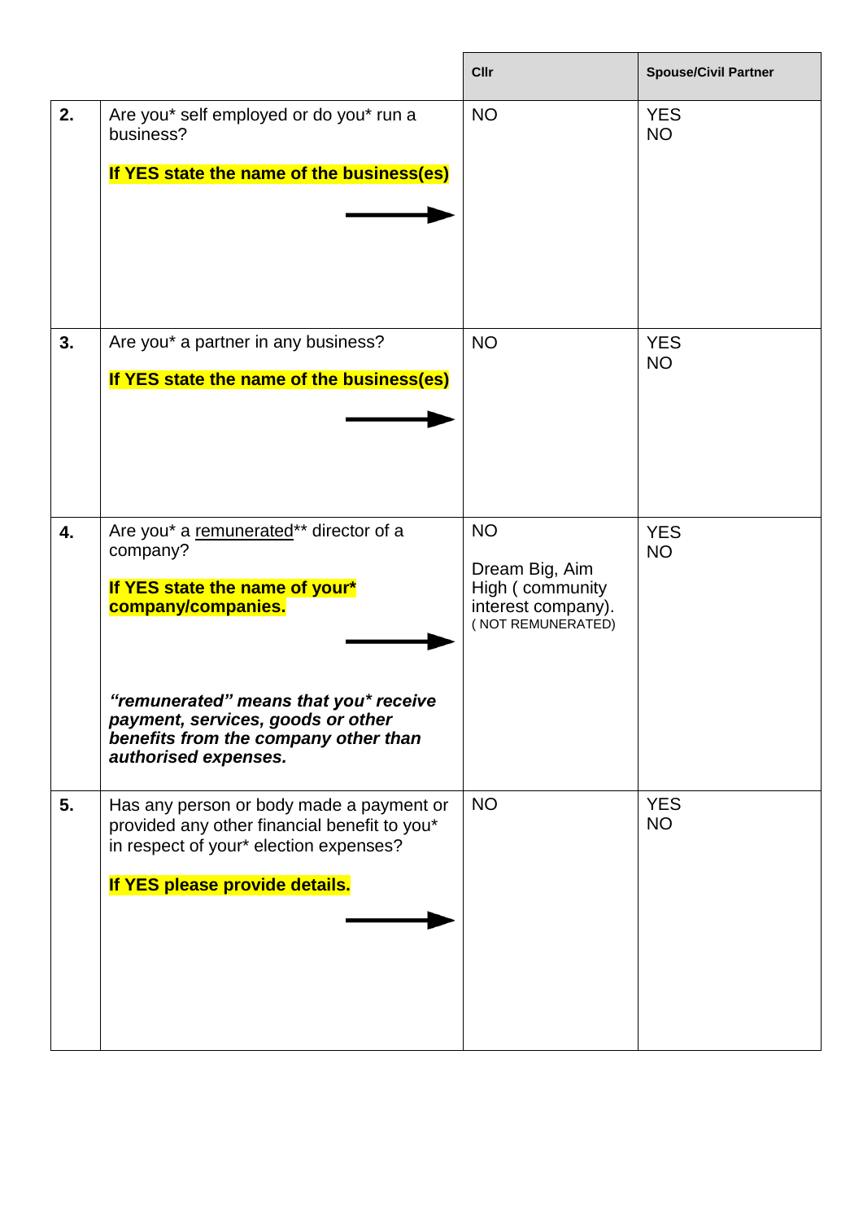| | | Cllr | Spouse/Civil Partner |
|---|---|---|---|
| **2.** | Are you* self employed or do you* run a business?<br><br>**If YES state the name of the business(es)** | NO | YES<br>NO |
| **3.** | Are you* a partner in any business?<br><br>**If YES state the name of the business(es)** | NO | YES<br>NO |
| **4.** | Are you* a remunerated** director of a company?<br><br>**If YES state the name of your* company/companies.**<br><br>***"remunerated" means that you* receive payment, services, goods or other benefits from the company other than authorised expenses.*** | NO<br><br>Dream Big, Aim High ( community interest company).<br>( NOT REMUNERATED) | YES<br>NO |
| **5.** | Has any person or body made a payment or provided any other financial benefit to you* in respect of your* election expenses?<br><br>**If YES please provide details.** | NO | YES<br>NO |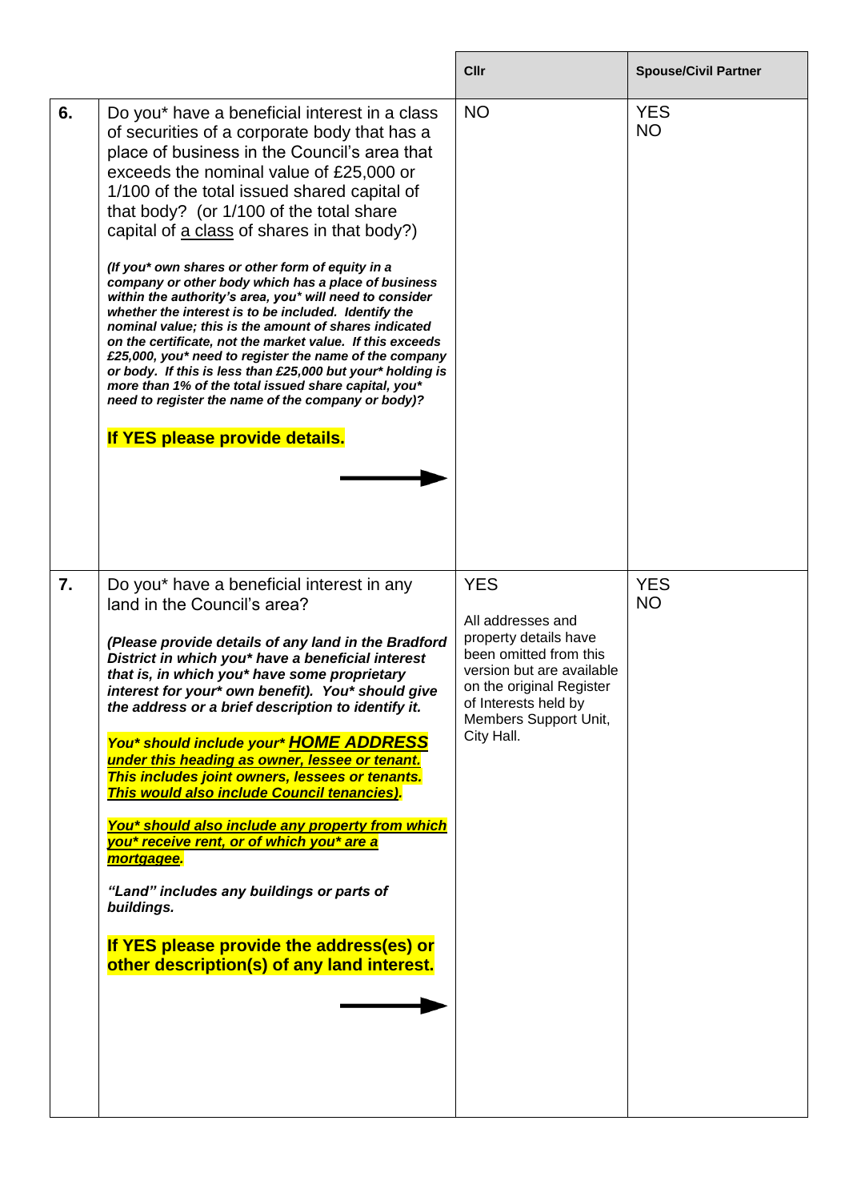| | | Cllr | Spouse/Civil Partner |
|---|---|---|---|
| **6.** | Do you* have a beneficial interest in a class of securities of a corporate body that has a place of business in the Council's area that exceeds the nominal value of £25,000 or 1/100 of the total issued shared capital of that body? (or 1/100 of the total share capital of <u>a class</u> of shares in that body?)<br><br>***(If you* own shares or other form of equity in a company or other body which has a place of business within the authority's area, you* will need to consider whether the interest is to be included. Identify the nominal value; this is the amount of shares indicated on the certificate, not the market value. If this exceeds £25,000, you* need to register the name of the company or body. If this is less than £25,000 but your* holding is more than 1% of the total issued share capital, you* need to register the name of the company or body)?***<br><br>**If YES please provide details.**<br><br>→ | NO | YES<br>NO |
| **7.** | Do you* have a beneficial interest in any land in the Council's area?<br><br>***(Please provide details of any land in the Bradford District in which you* have a beneficial interest that is, in which you* have some proprietary interest for your* own benefit). You* should give the address or a brief description to identify it.***<br><br>***You* should include your* <u>HOME ADDRESS</u> <u>under this heading as owner, lessee or tenant.</u> This includes joint owners, lessees or tenants. <u>This would also include Council tenancies)</u>.***<br><br>***<u>You* should also include any property from which you* receive rent, or of which you* are a mortgagee</u>.***<br><br>***"Land" includes any buildings or parts of buildings.***<br><br>**If YES please provide the address(es) or other description(s) of any land interest.**<br><br>→ | YES<br><br>All addresses and property details have been omitted from this version but are available on the original Register of Interests held by Members Support Unit, City Hall. | YES<br>NO |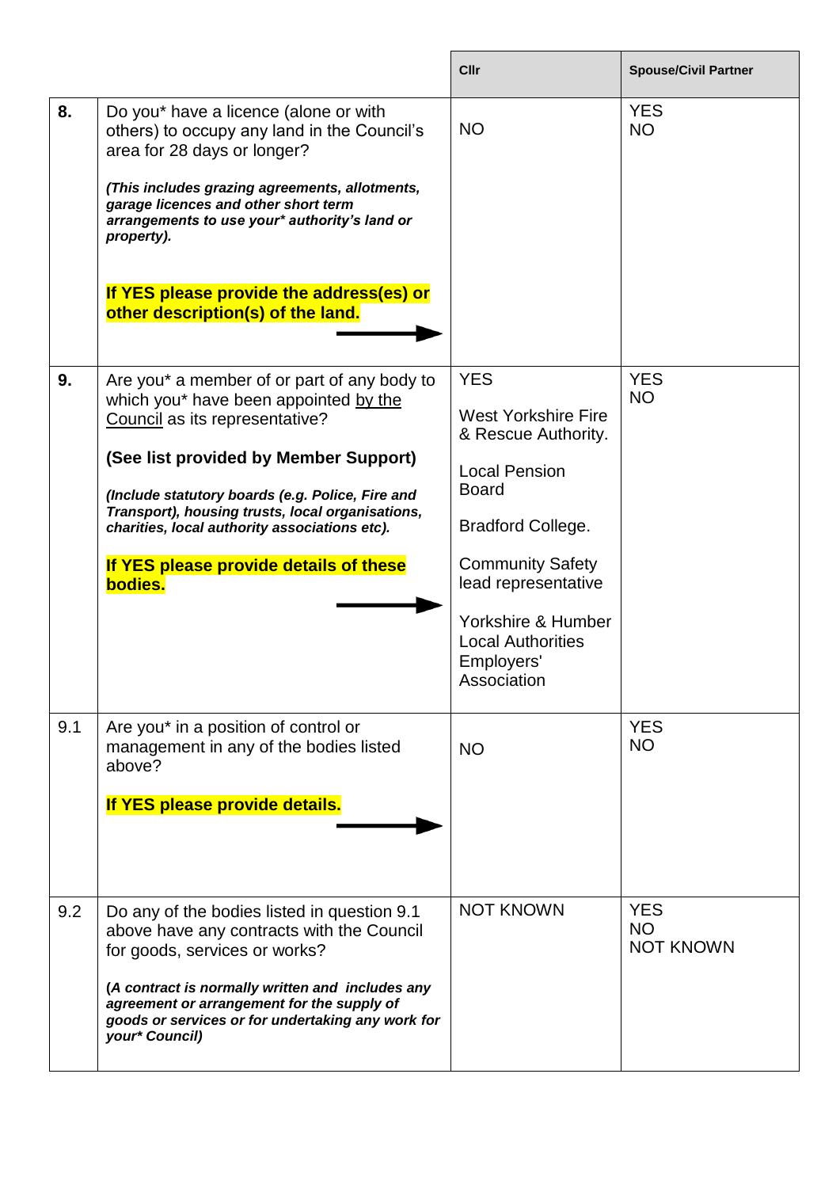| | | Cllr | Spouse/Civil Partner |
|---|---|---|---|
| **8.** | Do you* have a licence (alone or with others) to occupy any land in the Council's area for 28 days or longer?<br><br>***(This includes grazing agreements, allotments, garage licences and other short term arrangements to use your* authority's land or property).***<br><br>**If YES please provide the address(es) or other description(s) of the land.** → | NO | YES<br>NO |
| **9.** | Are you* a member of or part of any body to which you* have been appointed by the Council as its representative?<br><br>**(See list provided by Member Support)**<br><br>***(Include statutory boards (e.g. Police, Fire and Transport), housing trusts, local organisations, charities, local authority associations etc).***<br><br>**If YES please provide details of these bodies.** → | YES<br><br>West Yorkshire Fire & Rescue Authority.<br><br>Local Pension Board<br><br>Bradford College.<br><br>Community Safety lead representative<br><br>Yorkshire & Humber Local Authorities Employers' Association | YES<br>NO |
| 9.1 | Are you* in a position of control or management in any of the bodies listed above?<br><br>**If YES please provide details.** → | NO | YES<br>NO |
| 9.2 | Do any of the bodies listed in question 9.1 above have any contracts with the Council for goods, services or works?<br><br>**(*A contract is normally written and includes any agreement or arrangement for the supply of goods or services or for undertaking any work for your* Council*)** | NOT KNOWN | YES<br>NO<br>NOT KNOWN |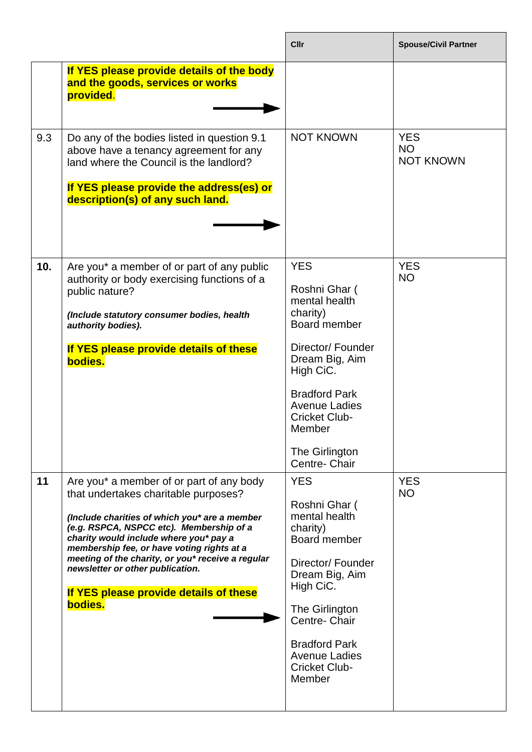| | | Cllr | Spouse/Civil Partner |
|---|---|---|---|
| | **If YES please provide details of the body and the goods, services or works provided.** → | | |
| 9.3 | Do any of the bodies listed in question 9.1 above have a tenancy agreement for any land where the Council is the landlord?<br><br>**If YES please provide the address(es) or description(s) of any such land.** → | NOT KNOWN | YES<br>NO<br>NOT KNOWN |
| **10.** | Are you* a member of or part of any public authority or body exercising functions of a public nature?<br><br>***(Include statutory consumer bodies, health authority bodies).***<br><br>**If YES please provide details of these bodies.** | YES<br><br>Roshni Ghar ( mental health charity) Board member<br><br>Director/ Founder Dream Big, Aim High CiC.<br><br>Bradford Park Avenue Ladies Cricket Club- Member<br><br>The Girlington Centre- Chair | YES<br>NO |
| **11** | Are you* a member of or part of any body that undertakes charitable purposes?<br><br>***(Include charities of which you* are a member (e.g. RSPCA, NSPCC etc). Membership of a charity would include where you* pay a membership fee, or have voting rights at a meeting of the charity, or you* receive a regular newsletter or other publication.***<br><br>**If YES please provide details of these bodies.** → | YES<br><br>Roshni Ghar ( mental health charity) Board member<br><br>Director/ Founder Dream Big, Aim High CiC.<br><br>The Girlington Centre- Chair<br><br>Bradford Park Avenue Ladies Cricket Club- Member | YES<br>NO |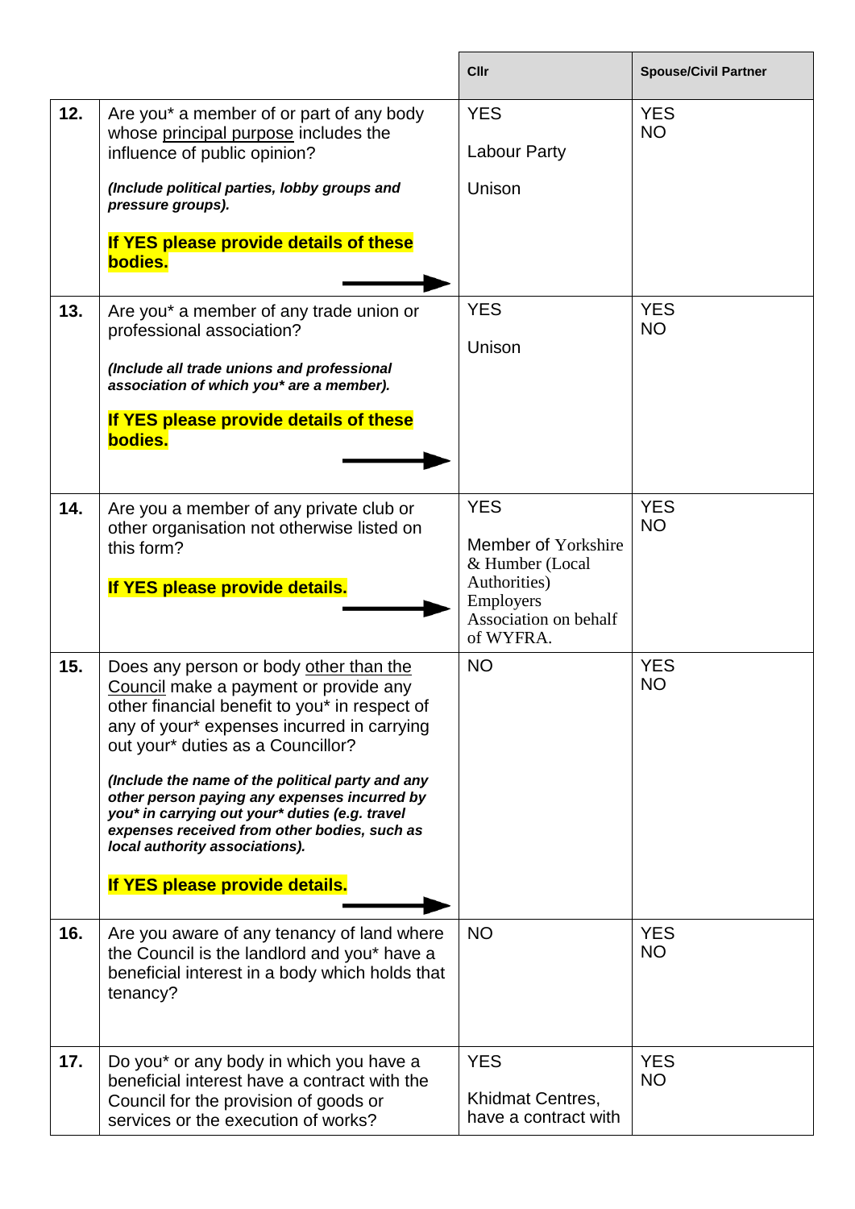| | | Cllr | Spouse/Civil Partner |
|---|---|---|---|
| **12.** | Are you* a member of or part of any body whose principal purpose includes the influence of public opinion?<br><br>***(Include political parties, lobby groups and pressure groups).***<br><br>**If YES please provide details of these bodies.** | YES<br><br>Labour Party<br><br>Unison | YES<br>NO |
| **13.** | Are you* a member of any trade union or professional association?<br><br>***(Include all trade unions and professional association of which you* are a member).***<br><br>**If YES please provide details of these bodies.** | YES<br><br>Unison | YES<br>NO |
| **14.** | Are you a member of any private club or other organisation not otherwise listed on this form?<br><br>**If YES please provide details.** | YES<br><br>Member of Yorkshire & Humber (Local Authorities) Employers Association on behalf of WYFRA. | YES<br>NO |
| **15.** | Does any person or body other than the Council make a payment or provide any other financial benefit to you* in respect of any of your* expenses incurred in carrying out your* duties as a Councillor?<br><br>***(Include the name of the political party and any other person paying any expenses incurred by you* in carrying out your* duties (e.g. travel expenses received from other bodies, such as local authority associations).***<br><br>**If YES please provide details.** | NO | YES<br>NO |
| **16.** | Are you aware of any tenancy of land where the Council is the landlord and you* have a beneficial interest in a body which holds that tenancy? | NO | YES<br>NO |
| **17.** | Do you* or any body in which you have a beneficial interest have a contract with the Council for the provision of goods or services or the execution of works? | YES<br><br>Khidmat Centres, have a contract with | YES<br>NO |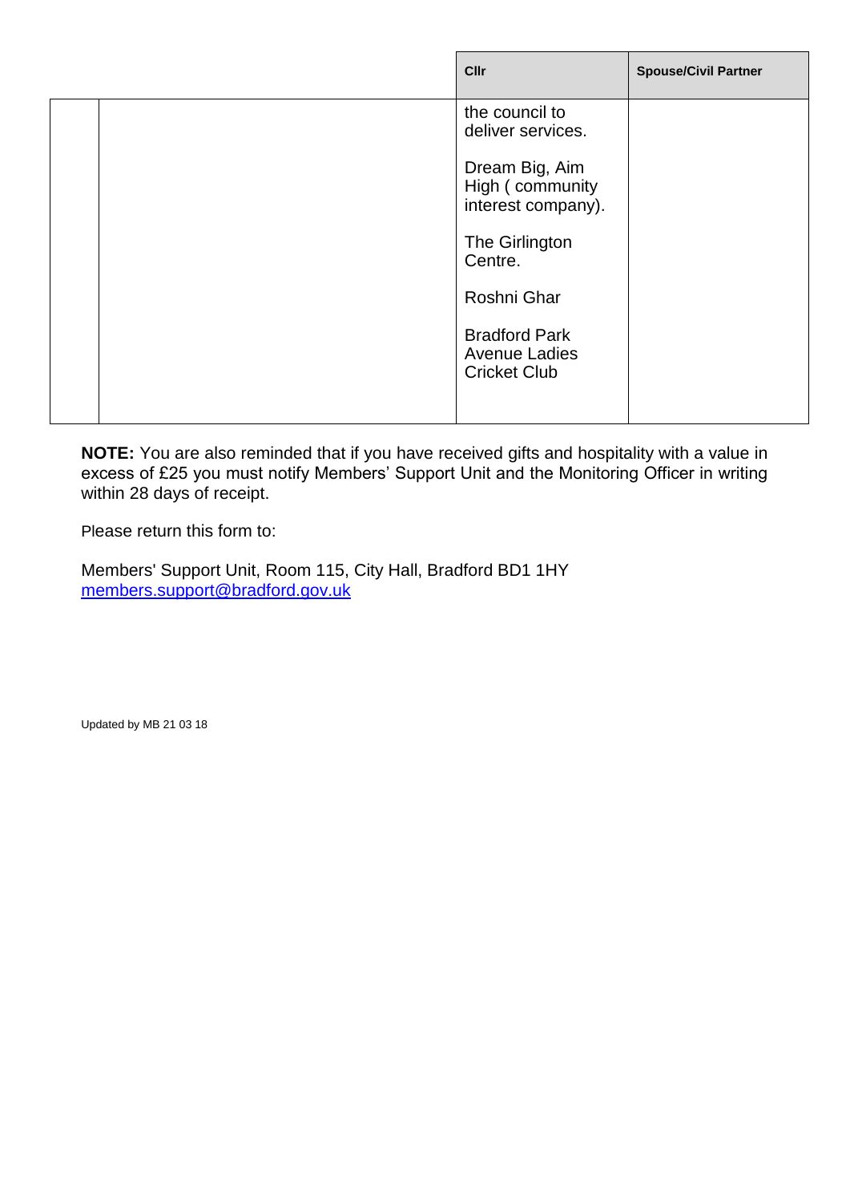| | | Cllr | Spouse/Civil Partner |
|---|---|---|---|
| | | the council to deliver services.<br><br>Dream Big, Aim High ( community interest company).<br><br>The Girlington Centre.<br><br>Roshni Ghar<br><br>Bradford Park Avenue Ladies Cricket Club | |

**NOTE:** You are also reminded that if you have received gifts and hospitality with a value in excess of £25 you must notify Members' Support Unit and the Monitoring Officer in writing within 28 days of receipt.

Please return this form to:

Members' Support Unit, Room 115, City Hall, Bradford BD1 1HY
members.support@bradford.gov.uk

Updated by MB 21 03 18